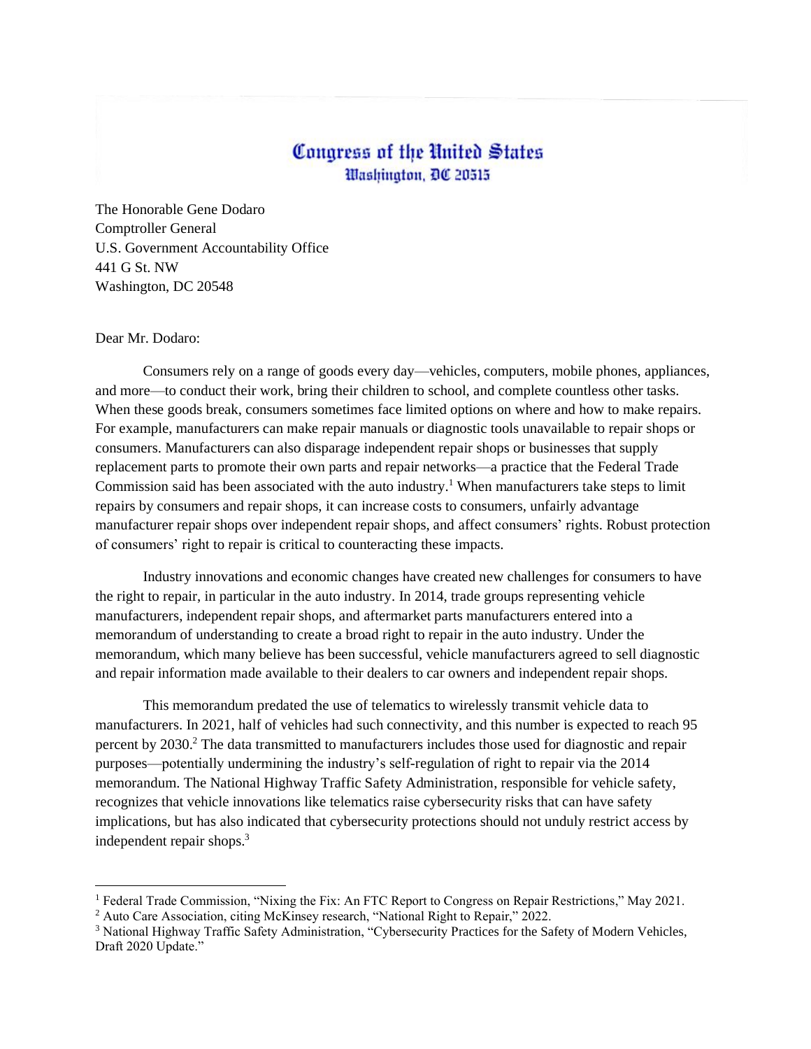# Congress of the United States
Washington, DC 20515

The Honorable Gene Dodaro
Comptroller General
U.S. Government Accountability Office
441 G St. NW
Washington, DC 20548

Dear Mr. Dodaro:

Consumers rely on a range of goods every day—vehicles, computers, mobile phones, appliances, and more—to conduct their work, bring their children to school, and complete countless other tasks. When these goods break, consumers sometimes face limited options on where and how to make repairs. For example, manufacturers can make repair manuals or diagnostic tools unavailable to repair shops or consumers. Manufacturers can also disparage independent repair shops or businesses that supply replacement parts to promote their own parts and repair networks—a practice that the Federal Trade Commission said has been associated with the auto industry.[1] When manufacturers take steps to limit repairs by consumers and repair shops, it can increase costs to consumers, unfairly advantage manufacturer repair shops over independent repair shops, and affect consumers' rights. Robust protection of consumers' right to repair is critical to counteracting these impacts.

Industry innovations and economic changes have created new challenges for consumers to have the right to repair, in particular in the auto industry. In 2014, trade groups representing vehicle manufacturers, independent repair shops, and aftermarket parts manufacturers entered into a memorandum of understanding to create a broad right to repair in the auto industry. Under the memorandum, which many believe has been successful, vehicle manufacturers agreed to sell diagnostic and repair information made available to their dealers to car owners and independent repair shops.

This memorandum predated the use of telematics to wirelessly transmit vehicle data to manufacturers. In 2021, half of vehicles had such connectivity, and this number is expected to reach 95 percent by 2030.[2] The data transmitted to manufacturers includes those used for diagnostic and repair purposes—potentially undermining the industry's self-regulation of right to repair via the 2014 memorandum. The National Highway Traffic Safety Administration, responsible for vehicle safety, recognizes that vehicle innovations like telematics raise cybersecurity risks that can have safety implications, but has also indicated that cybersecurity protections should not unduly restrict access by independent repair shops.[3]

---

[1] Federal Trade Commission, "Nixing the Fix: An FTC Report to Congress on Repair Restrictions," May 2021.

[2] Auto Care Association, citing McKinsey research, "National Right to Repair," 2022.

[3] National Highway Traffic Safety Administration, "Cybersecurity Practices for the Safety of Modern Vehicles, Draft 2020 Update."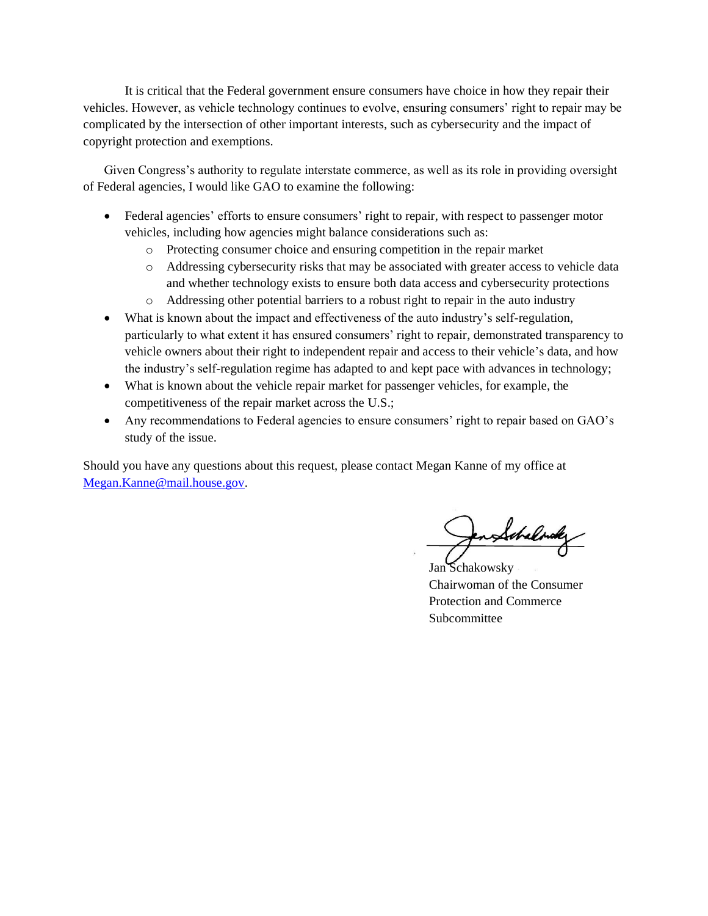It is critical that the Federal government ensure consumers have choice in how they repair their vehicles. However, as vehicle technology continues to evolve, ensuring consumers' right to repair may be complicated by the intersection of other important interests, such as cybersecurity and the impact of copyright protection and exemptions.

Given Congress's authority to regulate interstate commerce, as well as its role in providing oversight of Federal agencies, I would like GAO to examine the following:

- Federal agencies' efforts to ensure consumers' right to repair, with respect to passenger motor vehicles, including how agencies might balance considerations such as:
  - Protecting consumer choice and ensuring competition in the repair market
  - Addressing cybersecurity risks that may be associated with greater access to vehicle data and whether technology exists to ensure both data access and cybersecurity protections
  - Addressing other potential barriers to a robust right to repair in the auto industry
- What is known about the impact and effectiveness of the auto industry's self-regulation, particularly to what extent it has ensured consumers' right to repair, demonstrated transparency to vehicle owners about their right to independent repair and access to their vehicle's data, and how the industry's self-regulation regime has adapted to and kept pace with advances in technology;
- What is known about the vehicle repair market for passenger vehicles, for example, the competitiveness of the repair market across the U.S.;
- Any recommendations to Federal agencies to ensure consumers' right to repair based on GAO's study of the issue.

Should you have any questions about this request, please contact Megan Kanne of my office at [Megan.Kanne@mail.house.gov](mailto:Megan.Kanne@mail.house.gov).

Jan Schakowsky
Chairwoman of the Consumer Protection and Commerce Subcommittee